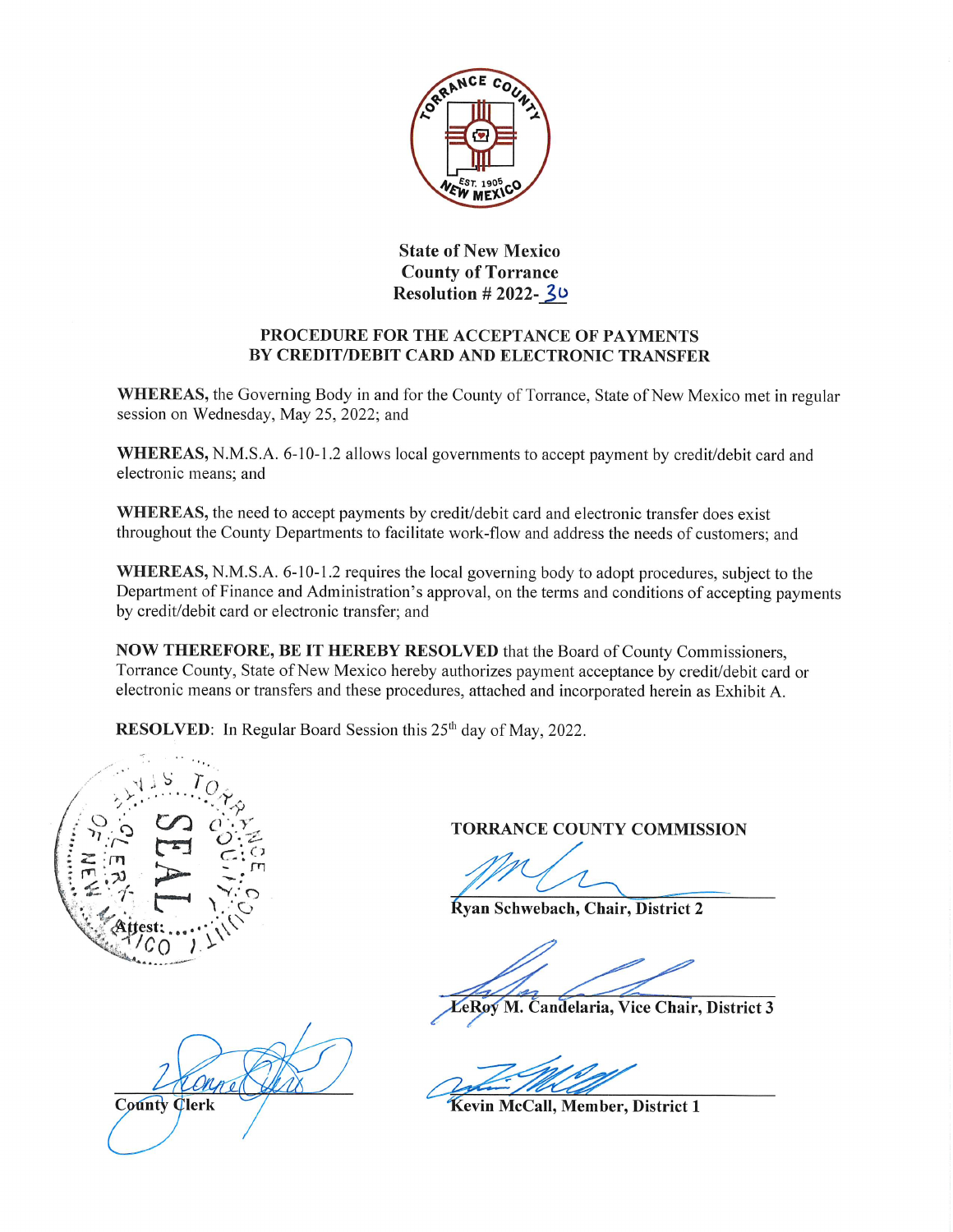State of New Mexico
County of Torrance
Resolution # 2022-30

## PROCEDURE FOR THE ACCEPTANCE OF PAYMENTS BY CREDIT/DEBIT CARD AND ELECTRONIC TRANSFER

**WHEREAS,** the Governing Body in and for the County of Torrance, State of New Mexico met in regular session on Wednesday, May 25, 2022; and

**WHEREAS,** N.M.S.A. 6-10-1.2 allows local governments to accept payment by credit/debit card and electronic means; and

**WHEREAS,** the need to accept payments by credit/debit card and electronic transfer does exist throughout the County Departments to facilitate work-flow and address the needs of customers; and

**WHEREAS,** N.M.S.A. 6-10-1.2 requires the local governing body to adopt procedures, subject to the Department of Finance and Administration's approval, on the terms and conditions of accepting payments by credit/debit card or electronic transfer; and

**NOW THEREFORE, BE IT HEREBY RESOLVED** that the Board of County Commissioners, Torrance County, State of New Mexico hereby authorizes payment acceptance by credit/debit card or electronic means or transfers and these procedures, attached and incorporated herein as Exhibit A.

**RESOLVED**: In Regular Board Session this 25th day of May, 2022.

**TORRANCE COUNTY COMMISSION**

**Ryan Schwebach, Chair, District 2**

**LeRoy M. Candelaria, Vice Chair, District 3**

**Kevin McCall, Member, District 1**

Attest:

County Clerk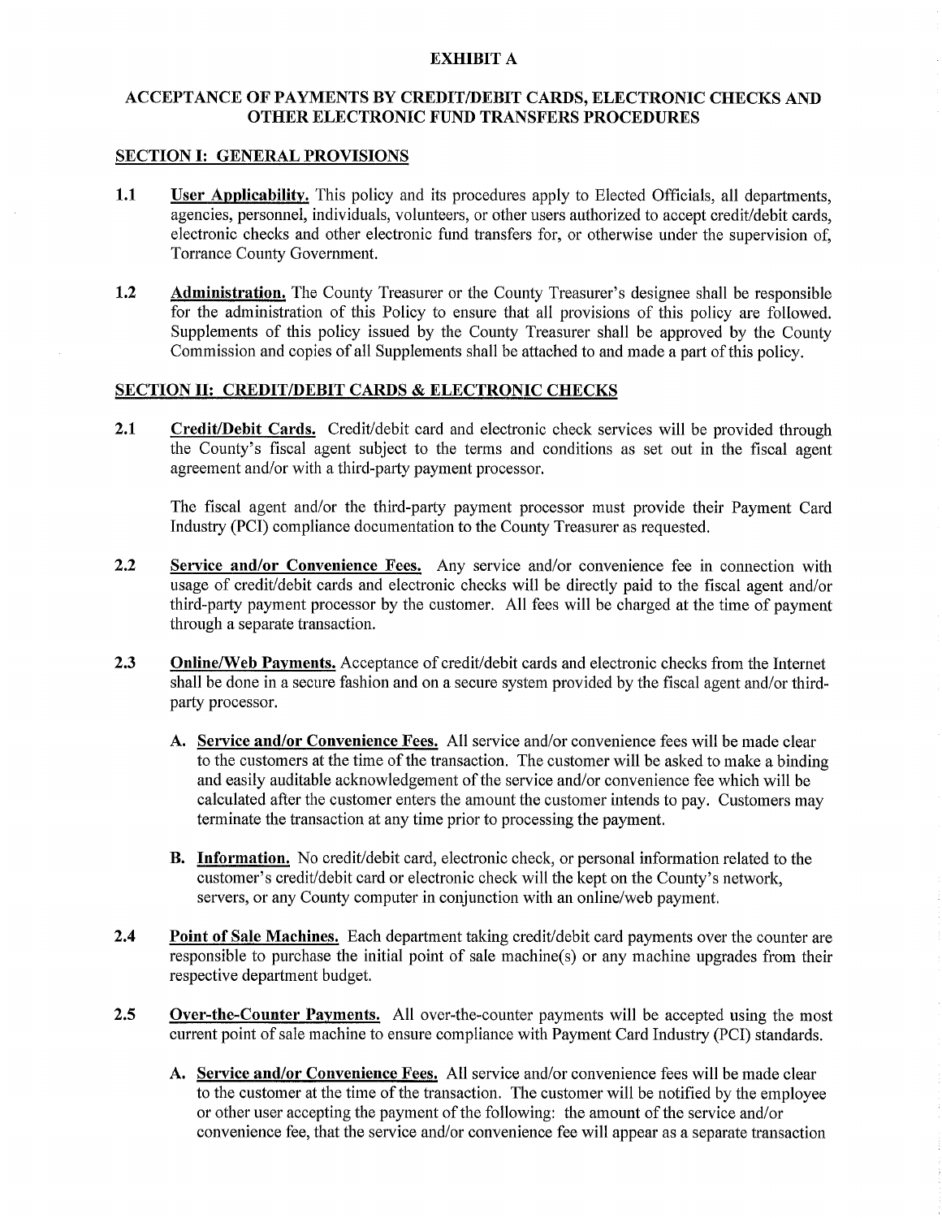**EXHIBIT A**

**ACCEPTANCE OF PAYMENTS BY CREDIT/DEBIT CARDS, ELECTRONIC CHECKS AND OTHER ELECTRONIC FUND TRANSFERS PROCEDURES**

**SECTION I: GENERAL PROVISIONS**

**1.1** **User Applicability.** This policy and its procedures apply to Elected Officials, all departments, agencies, personnel, individuals, volunteers, or other users authorized to accept credit/debit cards, electronic checks and other electronic fund transfers for, or otherwise under the supervision of, Torrance County Government.

**1.2** **Administration.** The County Treasurer or the County Treasurer's designee shall be responsible for the administration of this Policy to ensure that all provisions of this policy are followed. Supplements of this policy issued by the County Treasurer shall be approved by the County Commission and copies of all Supplements shall be attached to and made a part of this policy.

**SECTION II: CREDIT/DEBIT CARDS & ELECTRONIC CHECKS**

**2.1** **Credit/Debit Cards.** Credit/debit card and electronic check services will be provided through the County's fiscal agent subject to the terms and conditions as set out in the fiscal agent agreement and/or with a third-party payment processor.

The fiscal agent and/or the third-party payment processor must provide their Payment Card Industry (PCI) compliance documentation to the County Treasurer as requested.

**2.2** **Service and/or Convenience Fees.** Any service and/or convenience fee in connection with usage of credit/debit cards and electronic checks will be directly paid to the fiscal agent and/or third-party payment processor by the customer. All fees will be charged at the time of payment through a separate transaction.

**2.3** **Online/Web Payments.** Acceptance of credit/debit cards and electronic checks from the Internet shall be done in a secure fashion and on a secure system provided by the fiscal agent and/or third-party processor.

**A.** **Service and/or Convenience Fees.** All service and/or convenience fees will be made clear to the customers at the time of the transaction. The customer will be asked to make a binding and easily auditable acknowledgement of the service and/or convenience fee which will be calculated after the customer enters the amount the customer intends to pay. Customers may terminate the transaction at any time prior to processing the payment.

**B.** **Information.** No credit/debit card, electronic check, or personal information related to the customer's credit/debit card or electronic check will the kept on the County's network, servers, or any County computer in conjunction with an online/web payment.

**2.4** **Point of Sale Machines.** Each department taking credit/debit card payments over the counter are responsible to purchase the initial point of sale machine(s) or any machine upgrades from their respective department budget.

**2.5** **Over-the-Counter Payments.** All over-the-counter payments will be accepted using the most current point of sale machine to ensure compliance with Payment Card Industry (PCI) standards.

**A.** **Service and/or Convenience Fees.** All service and/or convenience fees will be made clear to the customer at the time of the transaction. The customer will be notified by the employee or other user accepting the payment of the following: the amount of the service and/or convenience fee, that the service and/or convenience fee will appear as a separate transaction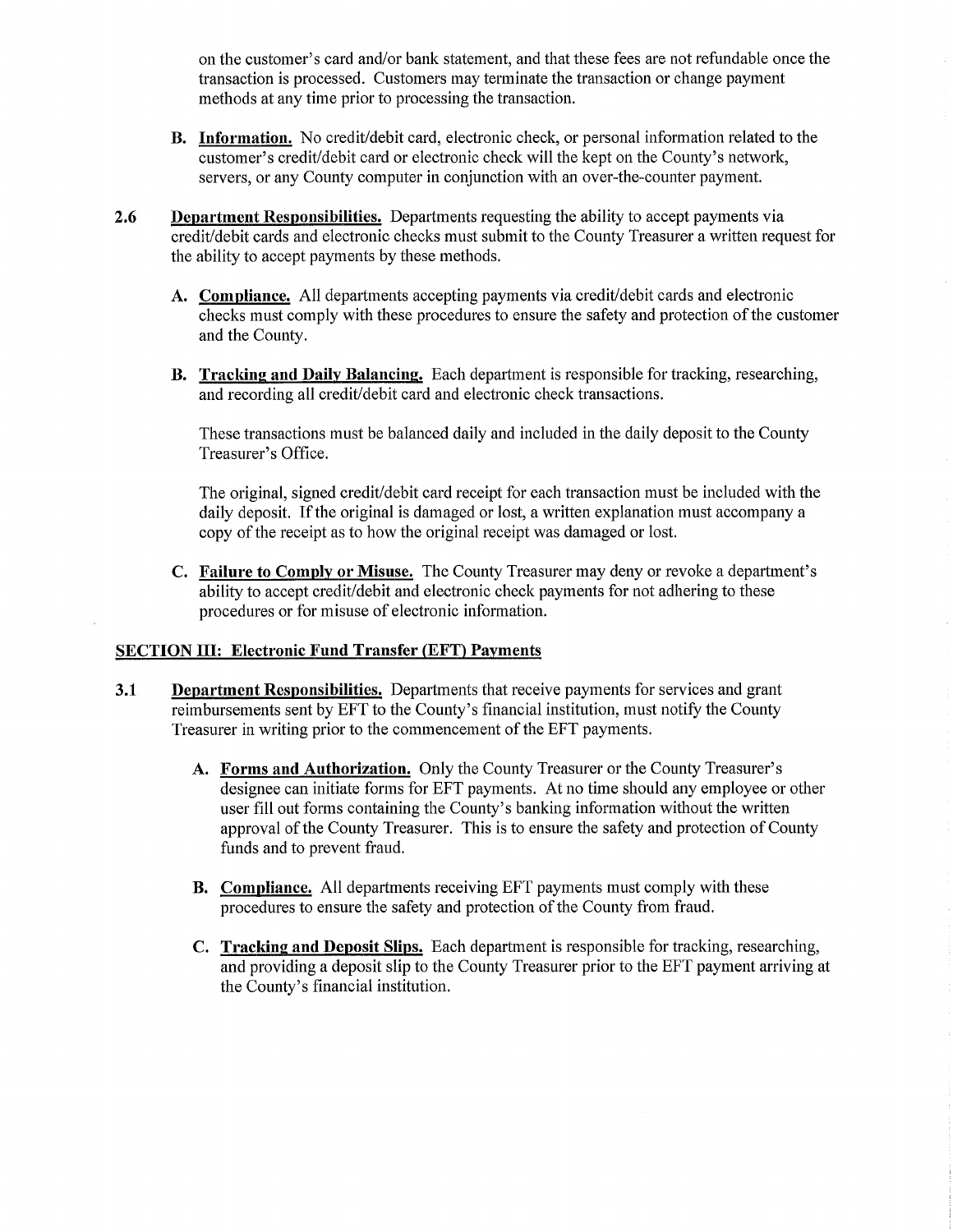on the customer's card and/or bank statement, and that these fees are not refundable once the transaction is processed. Customers may terminate the transaction or change payment methods at any time prior to processing the transaction.

**B. Information.** No credit/debit card, electronic check, or personal information related to the customer's credit/debit card or electronic check will the kept on the County's network, servers, or any County computer in conjunction with an over-the-counter payment.

**2.6 Department Responsibilities.** Departments requesting the ability to accept payments via credit/debit cards and electronic checks must submit to the County Treasurer a written request for the ability to accept payments by these methods.

**A. Compliance.** All departments accepting payments via credit/debit cards and electronic checks must comply with these procedures to ensure the safety and protection of the customer and the County.

**B. Tracking and Daily Balancing.** Each department is responsible for tracking, researching, and recording all credit/debit card and electronic check transactions.

These transactions must be balanced daily and included in the daily deposit to the County Treasurer's Office.

The original, signed credit/debit card receipt for each transaction must be included with the daily deposit. If the original is damaged or lost, a written explanation must accompany a copy of the receipt as to how the original receipt was damaged or lost.

**C. Failure to Comply or Misuse.** The County Treasurer may deny or revoke a department's ability to accept credit/debit and electronic check payments for not adhering to these procedures or for misuse of electronic information.

## SECTION III: Electronic Fund Transfer (EFT) Payments

**3.1 Department Responsibilities.** Departments that receive payments for services and grant reimbursements sent by EFT to the County's financial institution, must notify the County Treasurer in writing prior to the commencement of the EFT payments.

**A. Forms and Authorization.** Only the County Treasurer or the County Treasurer's designee can initiate forms for EFT payments. At no time should any employee or other user fill out forms containing the County's banking information without the written approval of the County Treasurer. This is to ensure the safety and protection of County funds and to prevent fraud.

**B. Compliance.** All departments receiving EFT payments must comply with these procedures to ensure the safety and protection of the County from fraud.

**C. Tracking and Deposit Slips.** Each department is responsible for tracking, researching, and providing a deposit slip to the County Treasurer prior to the EFT payment arriving at the County's financial institution.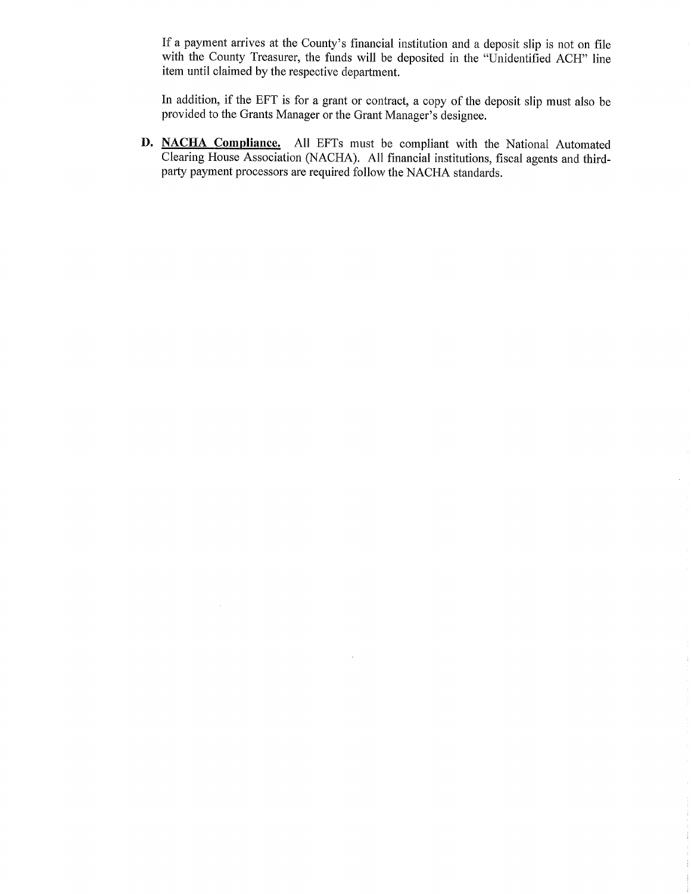If a payment arrives at the County's financial institution and a deposit slip is not on file with the County Treasurer, the funds will be deposited in the "Unidentified ACH" line item until claimed by the respective department.

In addition, if the EFT is for a grant or contract, a copy of the deposit slip must also be provided to the Grants Manager or the Grant Manager's designee.

**D.** **NACHA Compliance.** All EFTs must be compliant with the National Automated Clearing House Association (NACHA). All financial institutions, fiscal agents and third-party payment processors are required follow the NACHA standards.